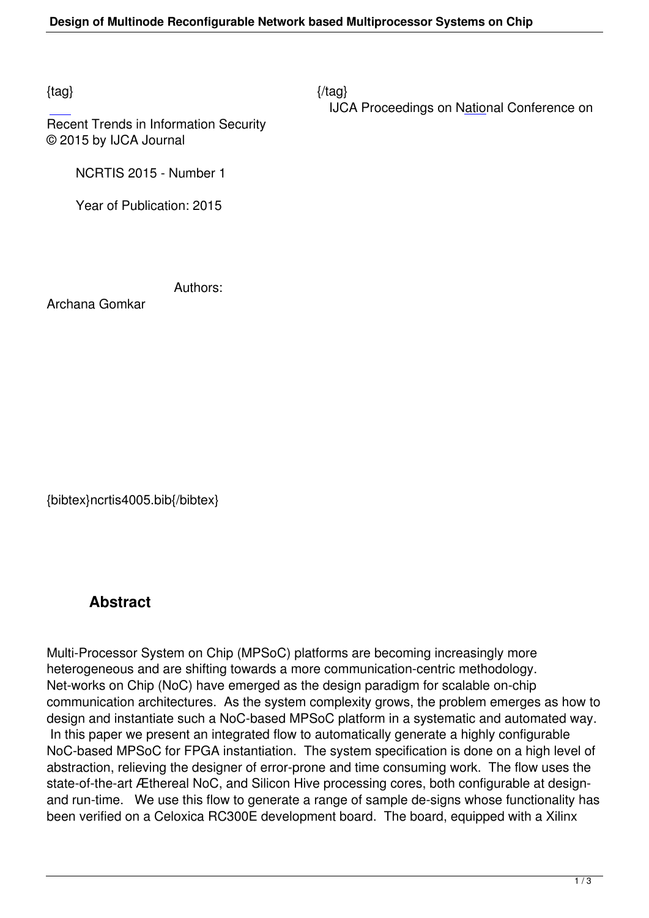{tag} {/tag}

IJCA Proceedings on National Conference on Recent Trends in Information Security

© 2015 by IJCA Journal

NCRTIS 2015 - Number 1

Year of Publication: 2015

Authors:

Archana Gomkar

{bibtex}ncrtis4005.bib{/bibtex}

## Abstract

Multi-Processor System on Chip (MPSoC) platforms are becoming increasingly more heterogeneous and are shifting towards a more communication-centric methodology. Net-works on Chip (NoC) have emerged as the design paradigm for scalable on-chip communication architectures. As the system complexity grows, the problem emerges as how to design and instantiate such a NoC-based MPSoC platform in a systematic and automated way. In this paper we present an integrated flow to automatically generate a highly configurable NoC-based MPSoC for FPGA instantiation. The system specification is done on a high level of abstraction, relieving the designer of error-prone and time consuming work. The flow uses the state-of-the-art Æthereal NoC, and Silicon Hive processing cores, both configurable at design- and run-time. We use this flow to generate a range of sample de-signs whose functionality has been verified on a Celoxica RC300E development board. The board, equipped with a Xilinx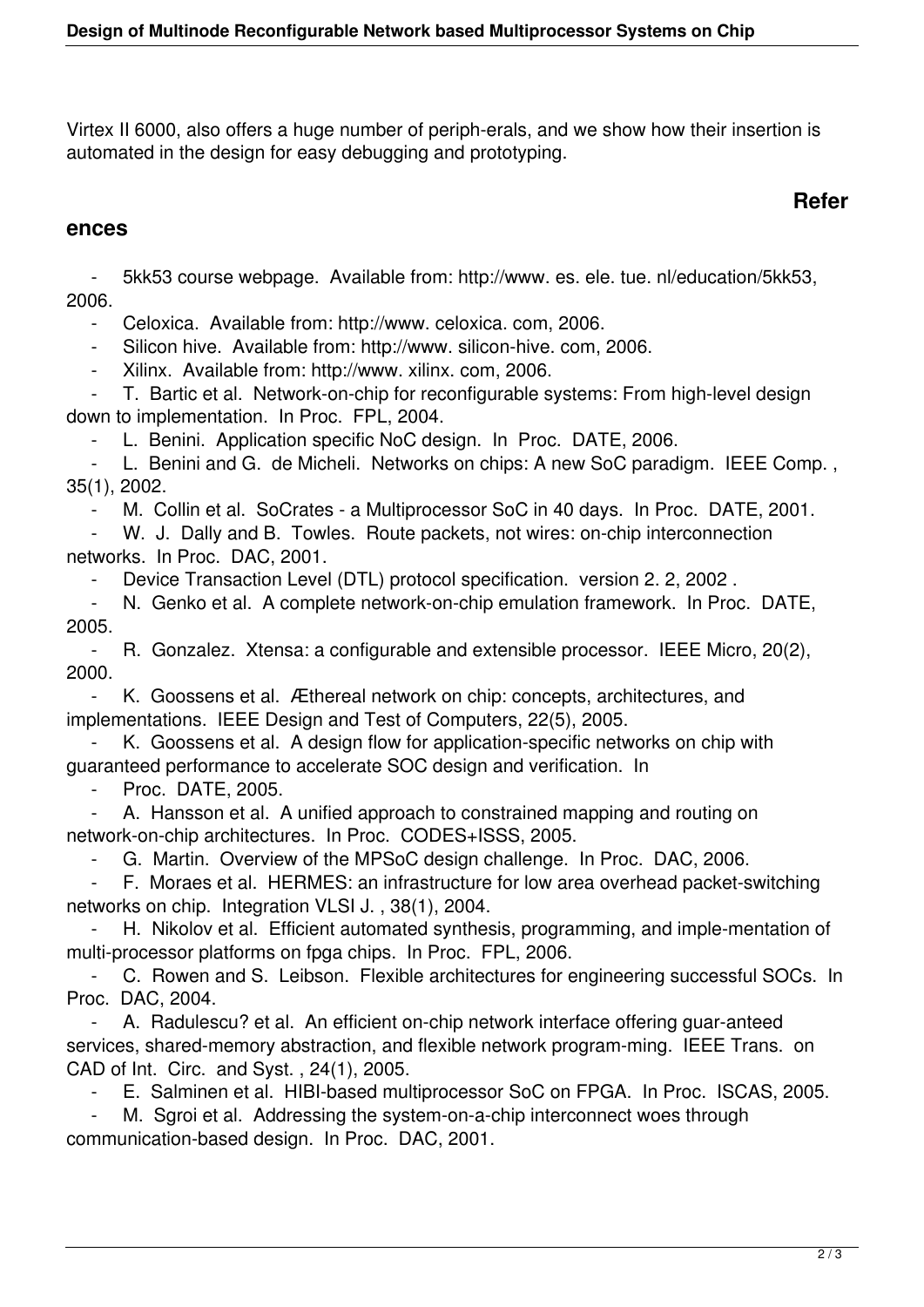Virtex II 6000, also offers a huge number of periph-erals, and we show how their insertion is automated in the design for easy debugging and prototyping.

## References

- 5kk53 course webpage. Available from: http://www. es. ele. tue. nl/education/5kk53, 2006.
- Celoxica. Available from: http://www. celoxica. com, 2006.
- Silicon hive. Available from: http://www. silicon-hive. com, 2006.
- Xilinx. Available from: http://www. xilinx. com, 2006.
- T. Bartic et al. Network-on-chip for reconfigurable systems: From high-level design down to implementation. In Proc. FPL, 2004.
- L. Benini. Application specific NoC design. In Proc. DATE, 2006.
- L. Benini and G. de Micheli. Networks on chips: A new SoC paradigm. IEEE Comp. , 35(1), 2002.
- M. Collin et al. SoCrates - a Multiprocessor SoC in 40 days. In Proc. DATE, 2001.
- W. J. Dally and B. Towles. Route packets, not wires: on-chip interconnection networks. In Proc. DAC, 2001.
- Device Transaction Level (DTL) protocol specification. version 2. 2, 2002 .
- N. Genko et al. A complete network-on-chip emulation framework. In Proc. DATE, 2005.
- R. Gonzalez. Xtensa: a configurable and extensible processor. IEEE Micro, 20(2), 2000.
- K. Goossens et al. Æthereal network on chip: concepts, architectures, and implementations. IEEE Design and Test of Computers, 22(5), 2005.
- K. Goossens et al. A design flow for application-specific networks on chip with guaranteed performance to accelerate SOC design and verification. In
- Proc. DATE, 2005.
- A. Hansson et al. A unified approach to constrained mapping and routing on network-on-chip architectures. In Proc. CODES+ISSS, 2005.
- G. Martin. Overview of the MPSoC design challenge. In Proc. DAC, 2006.
- F. Moraes et al. HERMES: an infrastructure for low area overhead packet-switching networks on chip. Integration VLSI J. , 38(1), 2004.
- H. Nikolov et al. Efficient automated synthesis, programming, and imple-mentation of multi-processor platforms on fpga chips. In Proc. FPL, 2006.
- C. Rowen and S. Leibson. Flexible architectures for engineering successful SOCs. In Proc. DAC, 2004.
- A. Radulescu? et al. An efficient on-chip network interface offering guar-anteed services, shared-memory abstraction, and flexible network program-ming. IEEE Trans. on CAD of Int. Circ. and Syst. , 24(1), 2005.
- E. Salminen et al. HIBI-based multiprocessor SoC on FPGA. In Proc. ISCAS, 2005.
- M. Sgroi et al. Addressing the system-on-a-chip interconnect woes through communication-based design. In Proc. DAC, 2001.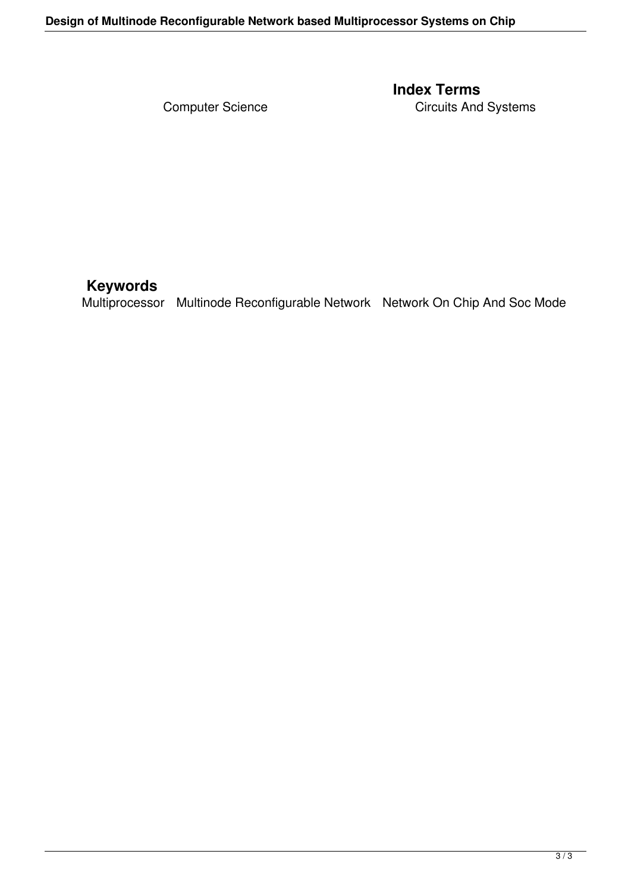## Index Terms

Computer Science Circuits And Systems

## Keywords

Multiprocessor Multinode Reconfigurable Network Network On Chip And Soc Mode